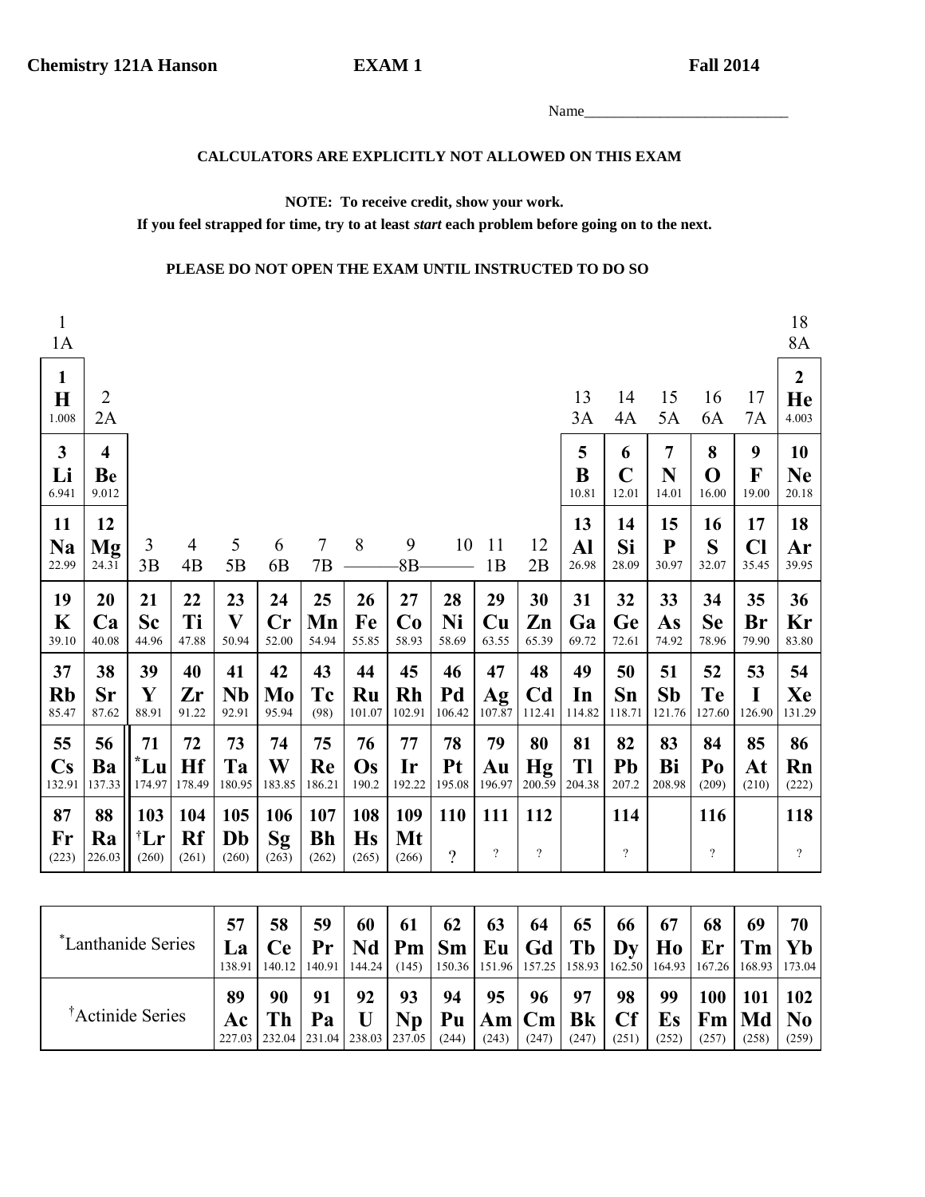**Chemistry 121A Hanson** **EXAM 1** **Fall 2014**

Name___________________________

**CALCULATORS ARE EXPLICITLY NOT ALLOWED ON THIS EXAM**

**NOTE: To receive credit, show your work.**

**If you feel strapped for time, try to at least *start* each problem before going on to the next.**

**PLEASE DO NOT OPEN THE EXAM UNTIL INSTRUCTED TO DO SO**

| 1<br>1A | | | | | | | | | | | | | | | | | 18<br>8A |
|---|---|---|---|---|---|---|---|---|---|---|---|---|---|---|---|---|---|
| **1**<br>**H**<br>1.008 | 2<br>2A | | | | | | | | | | | 13<br>3A | 14<br>4A | 15<br>5A | 16<br>6A | 17<br>7A | **2**<br>**He**<br>4.003 |
| **3**<br>**Li**<br>6.941 | **4**<br>**Be**<br>9.012 | | | | | | | | | | | **5**<br>**B**<br>10.81 | **6**<br>**C**<br>12.01 | **7**<br>**N**<br>14.01 | **8**<br>**O**<br>16.00 | **9**<br>**F**<br>19.00 | **10**<br>**Ne**<br>20.18 |
| **11**<br>**Na**<br>22.99 | **12**<br>**Mg**<br>24.31 | 3<br>3B | 4<br>4B | 5<br>5B | 6<br>6B | 7<br>7B | 8 | 9<br>8B | 10 | 11<br>1B | 12<br>2B | **13**<br>**Al**<br>26.98 | **14**<br>**Si**<br>28.09 | **15**<br>**P**<br>30.97 | **16**<br>**S**<br>32.07 | **17**<br>**Cl**<br>35.45 | **18**<br>**Ar**<br>39.95 |
| **19**<br>**K**<br>39.10 | **20**<br>**Ca**<br>40.08 | **21**<br>**Sc**<br>44.96 | **22**<br>**Ti**<br>47.88 | **23**<br>**V**<br>50.94 | **24**<br>**Cr**<br>52.00 | **25**<br>**Mn**<br>54.94 | **26**<br>**Fe**<br>55.85 | **27**<br>**Co**<br>58.93 | **28**<br>**Ni**<br>58.69 | **29**<br>**Cu**<br>63.55 | **30**<br>**Zn**<br>65.39 | **31**<br>**Ga**<br>69.72 | **32**<br>**Ge**<br>72.61 | **33**<br>**As**<br>74.92 | **34**<br>**Se**<br>78.96 | **35**<br>**Br**<br>79.90 | **36**<br>**Kr**<br>83.80 |
| **37**<br>**Rb**<br>85.47 | **38**<br>**Sr**<br>87.62 | **39**<br>**Y**<br>88.91 | **40**<br>**Zr**<br>91.22 | **41**<br>**Nb**<br>92.91 | **42**<br>**Mo**<br>95.94 | **43**<br>**Tc**<br>(98) | **44**<br>**Ru**<br>101.07 | **45**<br>**Rh**<br>102.91 | **46**<br>**Pd**<br>106.42 | **47**<br>**Ag**<br>107.87 | **48**<br>**Cd**<br>112.41 | **49**<br>**In**<br>114.82 | **50**<br>**Sn**<br>118.71 | **51**<br>**Sb**<br>121.76 | **52**<br>**Te**<br>127.60 | **53**<br>**I**<br>126.90 | **54**<br>**Xe**<br>131.29 |
| **55**<br>**Cs**<br>132.91 | **56**<br>**Ba**<br>137.33 | **71**<br>*__Lu__<br>174.97 | **72**<br>**Hf**<br>178.49 | **73**<br>**Ta**<br>180.95 | **74**<br>**W**<br>183.85 | **75**<br>**Re**<br>186.21 | **76**<br>**Os**<br>190.2 | **77**<br>**Ir**<br>192.22 | **78**<br>**Pt**<br>195.08 | **79**<br>**Au**<br>196.97 | **80**<br>**Hg**<br>200.59 | **81**<br>**Tl**<br>204.38 | **82**<br>**Pb**<br>207.2 | **83**<br>**Bi**<br>208.98 | **84**<br>**Po**<br>(209) | **85**<br>**At**<br>(210) | **86**<br>**Rn**<br>(222) |
| **87**<br>**Fr**<br>(223) | **88**<br>**Ra**<br>226.03 | **103**<br>†**Lr**<br>(260) | **104**<br>**Rf**<br>(261) | **105**<br>**Db**<br>(260) | **106**<br>**Sg**<br>(263) | **107**<br>**Bh**<br>(262) | **108**<br>**Hs**<br>(265) | **109**<br>**Mt**<br>(266) | **110**<br>? | **111**<br>? | **112**<br>? | | **114**<br>? | | **116**<br>? | | **118**<br>? |

| | 57 | 58 | 59 | 60 | 61 | 62 | 63 | 64 | 65 | 66 | 67 | 68 | 69 | 70 |
|---|---|---|---|---|---|---|---|---|---|---|---|---|---|---|
| *Lanthanide Series | **La**<br>138.91 | **Ce**<br>140.12 | **Pr**<br>140.91 | **Nd**<br>144.24 | **Pm**<br>(145) | **Sm**<br>150.36 | **Eu**<br>151.96 | **Gd**<br>157.25 | **Tb**<br>158.93 | **Dy**<br>162.50 | **Ho**<br>164.93 | **Er**<br>167.26 | **Tm**<br>168.93 | **Yb**<br>173.04 |
| | **89** | **90** | **91** | **92** | **93** | **94** | **95** | **96** | **97** | **98** | **99** | **100** | **101** | **102** |
| †Actinide Series | **Ac**<br>227.03 | **Th**<br>232.04 | **Pa**<br>231.04 | **U**<br>238.03 | **Np**<br>237.05 | **Pu**<br>(244) | **Am**<br>(243) | **Cm**<br>(247) | **Bk**<br>(247) | **Cf**<br>(251) | **Es**<br>(252) | **Fm**<br>(257) | **Md**<br>(258) | **No**<br>(259) |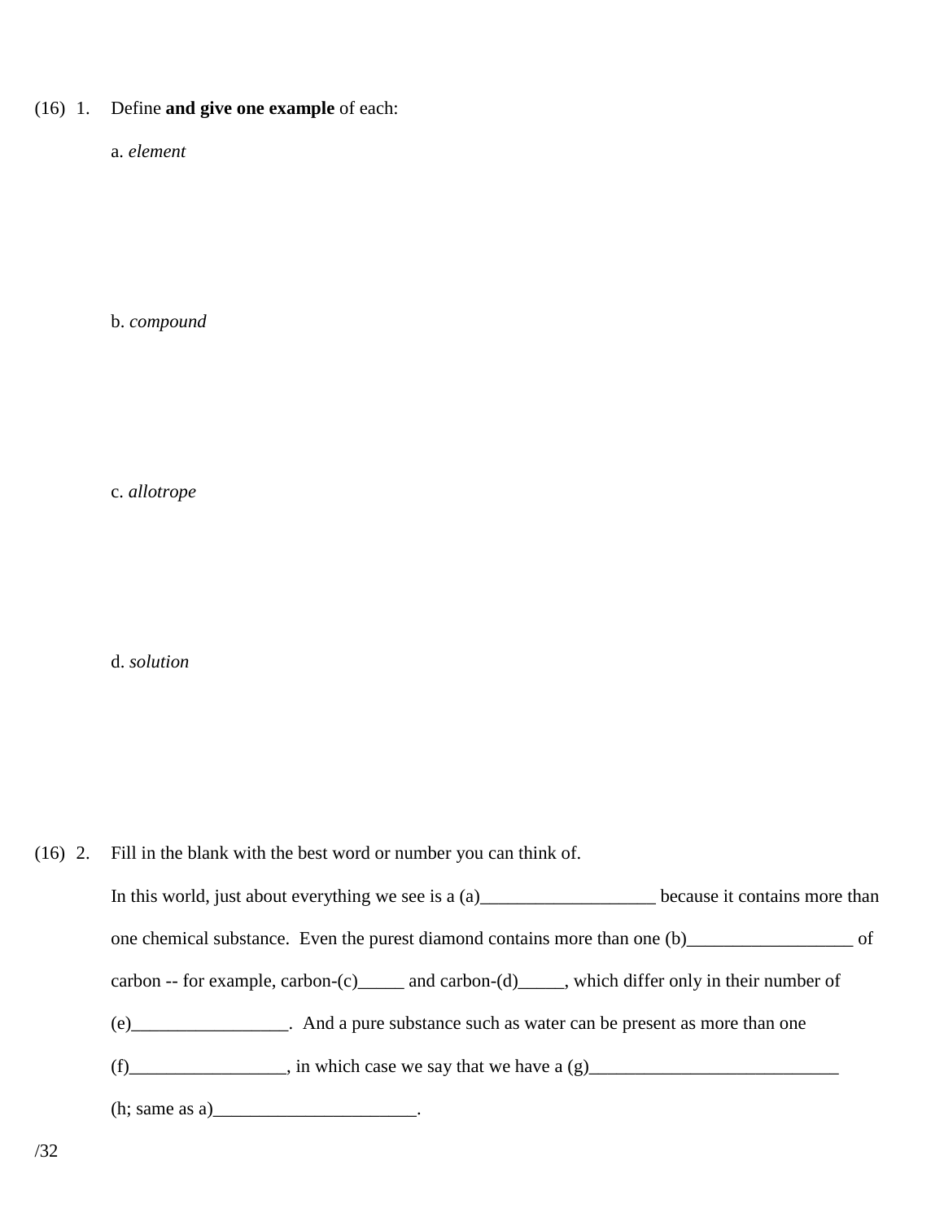(16) 1. Define **and give one example** of each:

a. *element*

b. *compound*

c. *allotrope*

d. *solution*

(16) 2. Fill in the blank with the best word or number you can think of.

In this world, just about everything we see is a (a)___________________ because it contains more than one chemical substance. Even the purest diamond contains more than one (b)__________________ of carbon -- for example, carbon-(c)_____ and carbon-(d)_____, which differ only in their number of (e)_________________. And a pure substance such as water can be present as more than one (f)_________________, in which case we say that we have a (g)___________________________ (h; same as a)______________________.

/32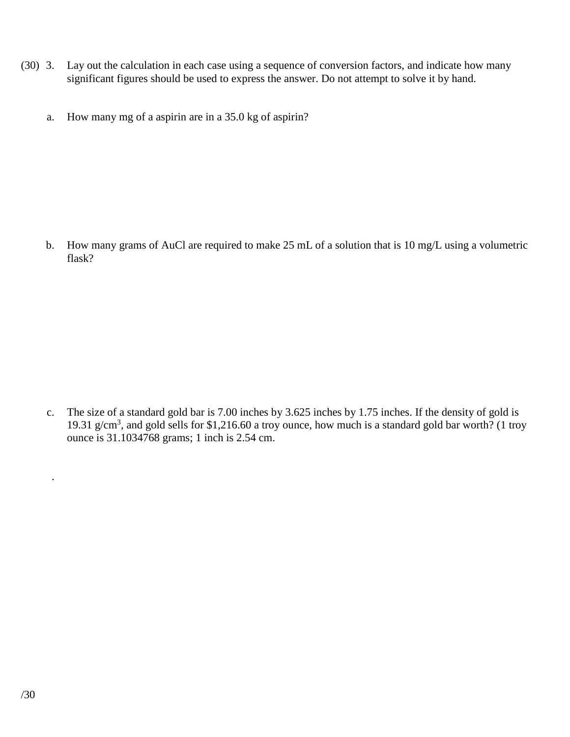(30) 3. Lay out the calculation in each case using a sequence of conversion factors, and indicate how many significant figures should be used to express the answer. Do not attempt to solve it by hand.

a. How many mg of a aspirin are in a 35.0 kg of aspirin?

b. How many grams of AuCl are required to make 25 mL of a solution that is 10 mg/L using a volumetric flask?

c. The size of a standard gold bar is 7.00 inches by 3.625 inches by 1.75 inches. If the density of gold is 19.31 g/cm$^3$, and gold sells for $1,216.60 a troy ounce, how much is a standard gold bar worth? (1 troy ounce is 31.1034768 grams; 1 inch is 2.54 cm.

.

/30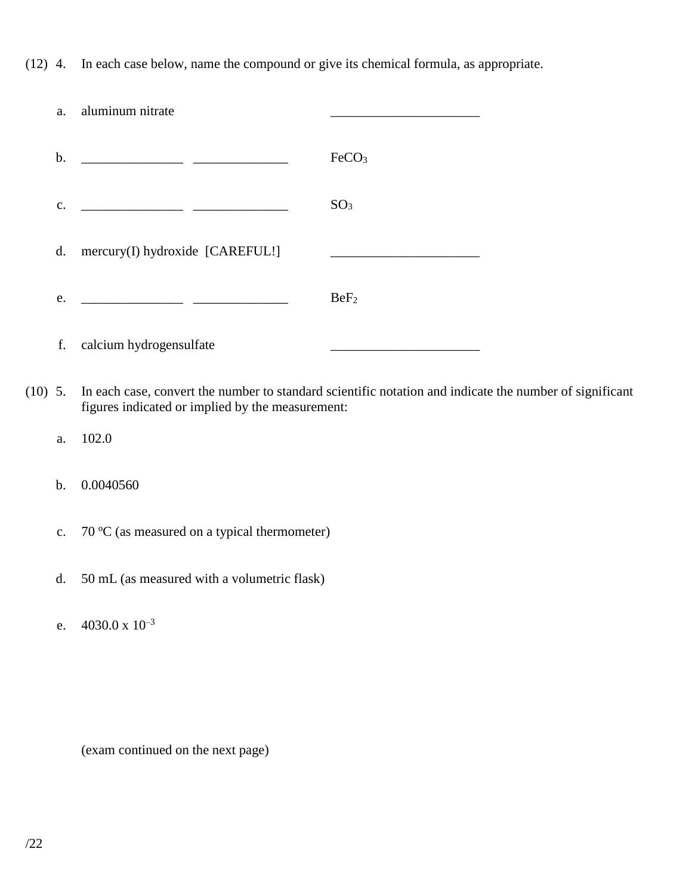(12) 4. In each case below, name the compound or give its chemical formula, as appropriate.

a. aluminum nitrate ______________________

b. _______________ ______________ $FeCO_3$

c. _______________ ______________ $SO_3$

d. mercury(I) hydroxide [CAREFUL!] ______________________

e. _______________ ______________ $BeF_2$

f. calcium hydrogensulfate ______________________

(10) 5. In each case, convert the number to standard scientific notation and indicate the number of significant figures indicated or implied by the measurement:

a. 102.0

b. 0.0040560

c. 70 $^{o}$C (as measured on a typical thermometer)

d. 50 mL (as measured with a volumetric flask)

e. $4030.0 \times 10^{-3}$

(exam continued on the next page)

/22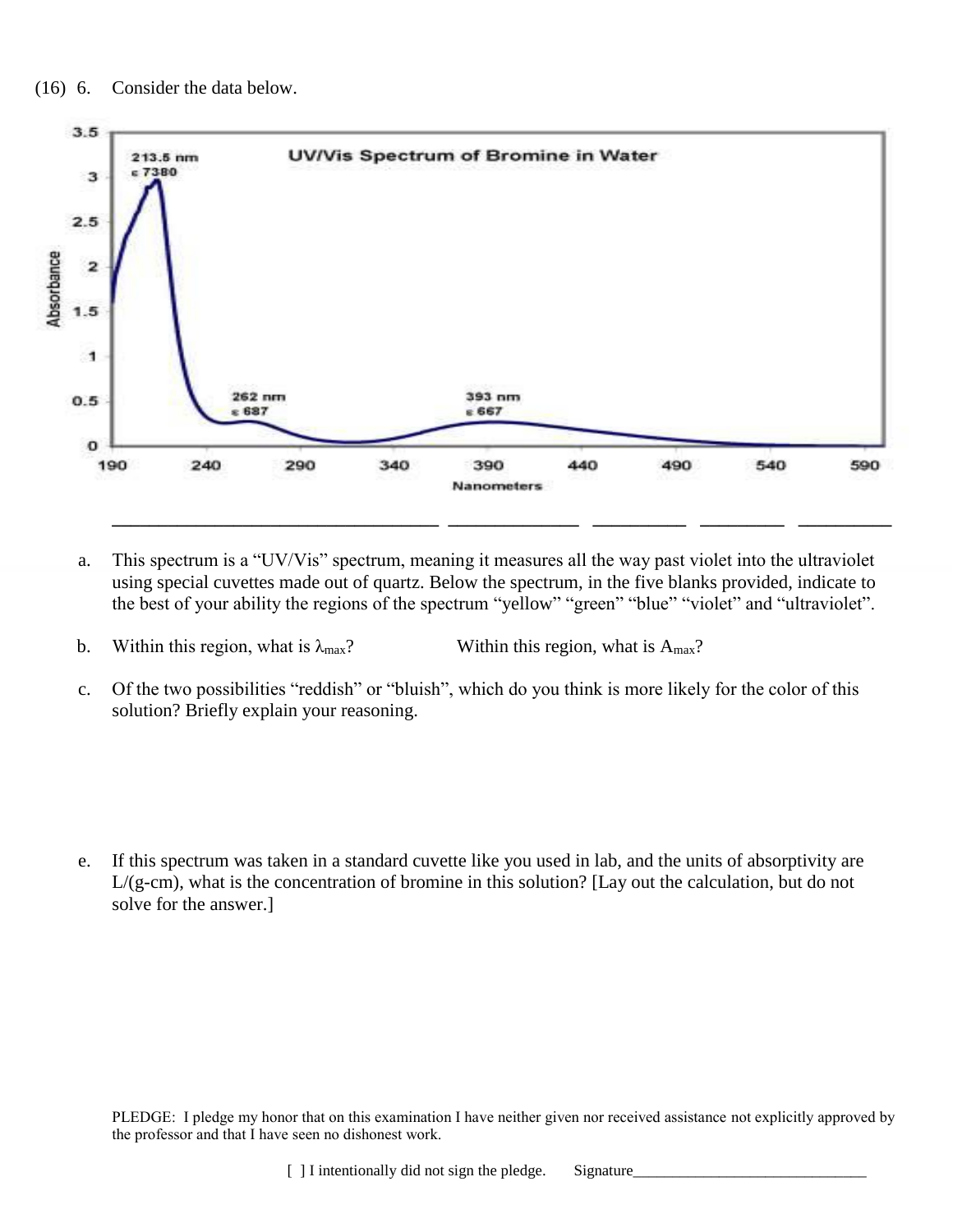(16) 6. Consider the data below.

UV/Vis Spectrum of Bromine in Water

213.5 nm
ε 7380

262 nm
ε 687

393 nm
ε 667

Absorbance

3.5
3
2.5
2
1.5
1
0.5
0

190 240 290 340 390 440 490 540 590

Nanometers

\_\_\_\_\_\_\_\_\_\_\_\_\_\_\_\_\_\_\_\_\_\_\_\_\_\_\_\_\_\_\_\_ \_\_\_\_\_\_\_\_\_\_\_\_\_\_ \_\_\_\_\_\_\_\_\_\_ \_\_\_\_\_\_\_\_\_ \_\_\_\_\_\_\_\_\_\_

a. This spectrum is a "UV/Vis" spectrum, meaning it measures all the way past violet into the ultraviolet using special cuvettes made out of quartz. Below the spectrum, in the five blanks provided, indicate to the best of your ability the regions of the spectrum "yellow" "green" "blue" "violet" and "ultraviolet".

b. Within this region, what is $\lambda_{max}$? Within this region, what is $A_{max}$?

c. Of the two possibilities "reddish" or "bluish", which do you think is more likely for the color of this solution? Briefly explain your reasoning.

e. If this spectrum was taken in a standard cuvette like you used in lab, and the units of absorptivity are L/(g-cm), what is the concentration of bromine in this solution? [Lay out the calculation, but do not solve for the answer.]

PLEDGE: I pledge my honor that on this examination I have neither given nor received assistance not explicitly approved by the professor and that I have seen no dishonest work.

[ ] I intentionally did not sign the pledge. Signature\_\_\_\_\_\_\_\_\_\_\_\_\_\_\_\_\_\_\_\_\_\_\_\_\_\_\_\_\_\_